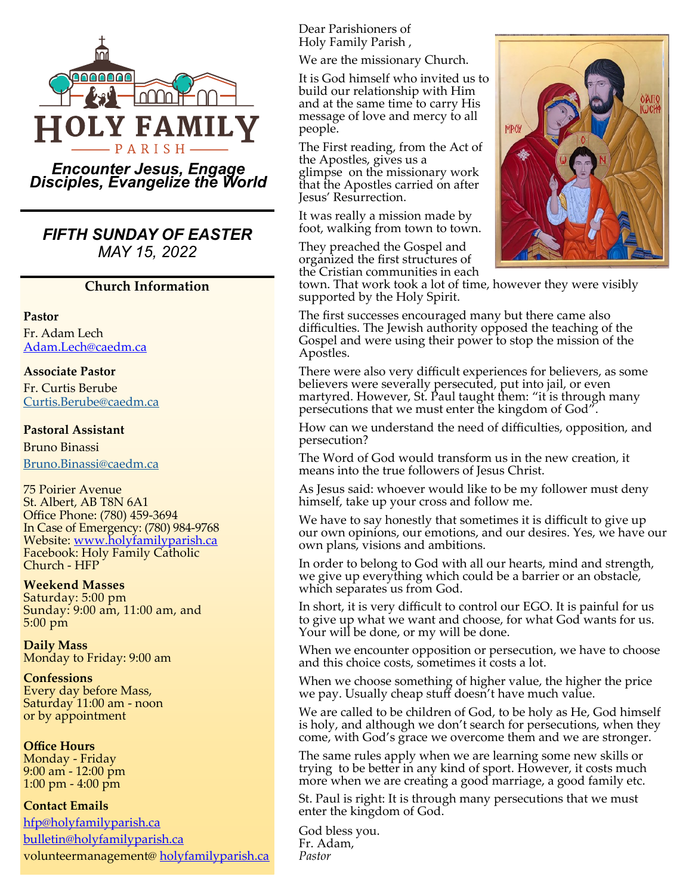# HOLY FAMILY PARISH

*Encounter Jesus, Engage Disciples, Evangelize the World*

## *FIFTH SUNDAY OF EASTER*
*MAY 15, 2022*

### Church Information

**Pastor**
Fr. Adam Lech
Adam.Lech@caedm.ca

**Associate Pastor**
Fr. Curtis Berube
Curtis.Berube@caedm.ca

**Pastoral Assistant**
Bruno Binassi
Bruno.Binassi@caedm.ca

75 Poirier Avenue
St. Albert, AB T8N 6A1
Office Phone: (780) 459-3694
In Case of Emergency: (780) 984-9768
Website: www.holyfamilyparish.ca
Facebook: Holy Family Catholic Church - HFP

**Weekend Masses**
Saturday: 5:00 pm
Sunday: 9:00 am, 11:00 am, and 5:00 pm

**Daily Mass**
Monday to Friday: 9:00 am

**Confessions**
Every day before Mass,
Saturday 11:00 am - noon
or by appointment

**Office Hours**
Monday - Friday
9:00 am - 12:00 pm
1:00 pm - 4:00 pm

**Contact Emails**
hfp@holyfamilyparish.ca
bulletin@holyfamilyparish.ca
volunteermanagement@ holyfamilyparish.ca

Dear Parishioners of
Holy Family Parish ,

We are the missionary Church.

It is God himself who invited us to build our relationship with Him and at the same time to carry His message of love and mercy to all people.

The First reading, from the Act of the Apostles, gives us a glimpse on the missionary work that the Apostles carried on after Jesus' Resurrection.

It was really a mission made by foot, walking from town to town.

They preached the Gospel and organized the first structures of the Cristian communities in each town. That work took a lot of time, however they were visibly supported by the Holy Spirit.

The first successes encouraged many but there came also difficulties. The Jewish authority opposed the teaching of the Gospel and were using their power to stop the mission of the Apostles.

There were also very difficult experiences for believers, as some believers were severally persecuted, put into jail, or even martyred. However, St. Paul taught them: "it is through many persecutions that we must enter the kingdom of God".

How can we understand the need of difficulties, opposition, and persecution?

The Word of God would transform us in the new creation, it means into the true followers of Jesus Christ.

As Jesus said: whoever would like to be my follower must deny himself, take up your cross and follow me.

We have to say honestly that sometimes it is difficult to give up our own opinions, our emotions, and our desires. Yes, we have our own plans, visions and ambitions.

In order to belong to God with all our hearts, mind and strength, we give up everything which could be a barrier or an obstacle, which separates us from God.

In short, it is very difficult to control our EGO. It is painful for us to give up what we want and choose, for what God wants for us. Your will be done, or my will be done.

When we encounter opposition or persecution, we have to choose and this choice costs, sometimes it costs a lot.

When we choose something of higher value, the higher the price we pay. Usually cheap stuff doesn't have much value.

We are called to be children of God, to be holy as He, God himself is holy, and although we don't search for persecutions, when they come, with God's grace we overcome them and we are stronger.

The same rules apply when we are learning some new skills or trying to be better in any kind of sport. However, it costs much more when we are creating a good marriage, a good family etc.

St. Paul is right: It is through many persecutions that we must enter the kingdom of God.

God bless you.
Fr. Adam,
*Pastor*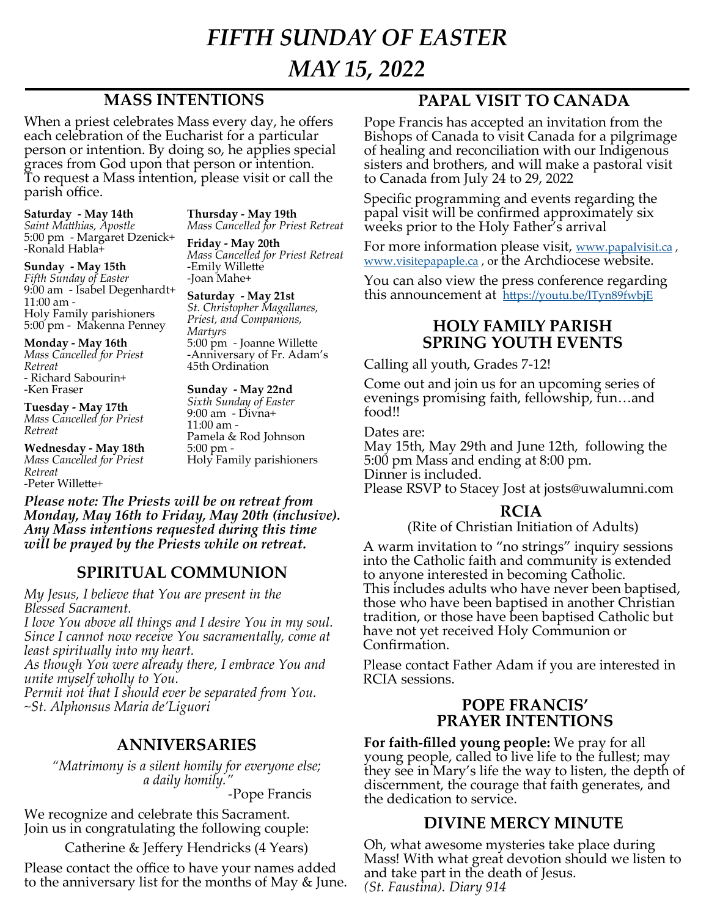# *FIFTH SUNDAY OF EASTER*
# *MAY 15, 2022*

## MASS INTENTIONS

When a priest celebrates Mass every day, he offers each celebration of the Eucharist for a particular person or intention. By doing so, he applies special graces from God upon that person or intention. To request a Mass intention, please visit or call the parish office.

**Saturday - May 14th**
*Saint Matthias, Apostle*
5:00 pm - Margaret Dzenick+
-Ronald Habla+

**Sunday - May 15th**
*Fifth Sunday of Easter*
9:00 am - Isabel Degenhardt+
11:00 am -
Holy Family parishioners
5:00 pm - Makenna Penney

**Monday - May 16th**
*Mass Cancelled for Priest Retreat*
- Richard Sabourin+
-Ken Fraser

**Tuesday - May 17th**
*Mass Cancelled for Priest Retreat*

**Wednesday - May 18th**
*Mass Cancelled for Priest Retreat*
-Peter Willette+

**Thursday - May 19th**
*Mass Cancelled for Priest Retreat*

**Friday - May 20th**
*Mass Cancelled for Priest Retreat*
-Emily Willette
-Joan Mahe+

**Saturday - May 21st**
*St. Christopher Magallanes, Priest, and Companions, Martyrs*
5:00 pm - Joanne Willette
-Anniversary of Fr. Adam's 45th Ordination

**Sunday - May 22nd**
*Sixth Sunday of Easter*
9:00 am - Divna+
11:00 am -
Pamela & Rod Johnson
5:00 pm -
Holy Family parishioners

***Please note: The Priests will be on retreat from Monday, May 16th to Friday, May 20th (inclusive). Any Mass intentions requested during this time will be prayed by the Priests while on retreat.***

## SPIRITUAL COMMUNION

*My Jesus, I believe that You are present in the Blessed Sacrament.*
*I love You above all things and I desire You in my soul. Since I cannot now receive You sacramentally, come at least spiritually into my heart.*
*As though You were already there, I embrace You and unite myself wholly to You.*
*Permit not that I should ever be separated from You.*
*~St. Alphonsus Maria de'Liguori*

## ANNIVERSARIES

*"Matrimony is a silent homily for everyone else; a daily homily."*
-Pope Francis

We recognize and celebrate this Sacrament. Join us in congratulating the following couple:

Catherine & Jeffery Hendricks (4 Years)

Please contact the office to have your names added to the anniversary list for the months of May & June.

## PAPAL VISIT TO CANADA

Pope Francis has accepted an invitation from the Bishops of Canada to visit Canada for a pilgrimage of healing and reconciliation with our Indigenous sisters and brothers, and will make a pastoral visit to Canada from July 24 to 29, 2022

Specific programming and events regarding the papal visit will be confirmed approximately six weeks prior to the Holy Father's arrival

For more information please visit, www.papalvisit.ca , www.visitepapale.ca , or the Archdiocese website.

You can also view the press conference regarding this announcement at https://youtu.be/lTyn89fwbjE

## HOLY FAMILY PARISH SPRING YOUTH EVENTS

Calling all youth, Grades 7-12!

Come out and join us for an upcoming series of evenings promising faith, fellowship, fun…and food!!

Dates are:
May 15th, May 29th and June 12th, following the 5:00 pm Mass and ending at 8:00 pm.
Dinner is included.
Please RSVP to Stacey Jost at josts@uwalumni.com

## RCIA

(Rite of Christian Initiation of Adults)

A warm invitation to "no strings" inquiry sessions into the Catholic faith and community is extended to anyone interested in becoming Catholic. This includes adults who have never been baptised, those who have been baptised in another Christian tradition, or those have been baptised Catholic but have not yet received Holy Communion or Confirmation.

Please contact Father Adam if you are interested in RCIA sessions.

## POPE FRANCIS' PRAYER INTENTIONS

**For faith-filled young people:** We pray for all young people, called to live life to the fullest; may they see in Mary's life the way to listen, the depth of discernment, the courage that faith generates, and the dedication to service.

## DIVINE MERCY MINUTE

Oh, what awesome mysteries take place during Mass! With what great devotion should we listen to and take part in the death of Jesus.
*(St. Faustina). Diary 914*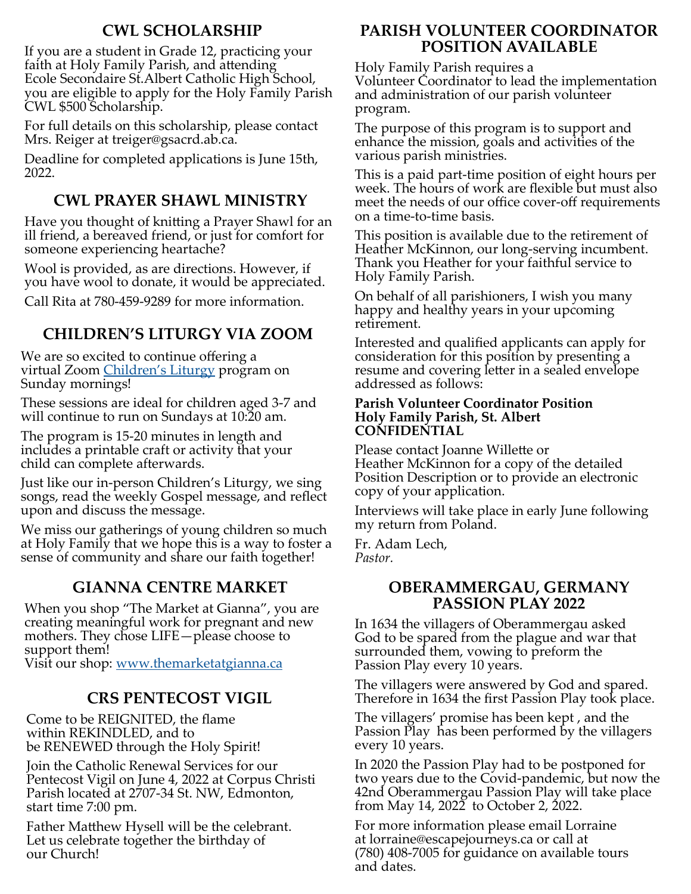## CWL SCHOLARSHIP

If you are a student in Grade 12, practicing your faith at Holy Family Parish, and attending Ecole Secondaire St.Albert Catholic High School, you are eligible to apply for the Holy Family Parish CWL $500 Scholarship.

For full details on this scholarship, please contact Mrs. Reiger at treiger@gsacrd.ab.ca.

Deadline for completed applications is June 15th, 2022.

## CWL PRAYER SHAWL MINISTRY

Have you thought of knitting a Prayer Shawl for an ill friend, a bereaved friend, or just for comfort for someone experiencing heartache?

Wool is provided, as are directions. However, if you have wool to donate, it would be appreciated.

Call Rita at 780-459-9289 for more information.

## CHILDREN'S LITURGY VIA ZOOM

We are so excited to continue offering a virtual Zoom [Children's Liturgy] program on Sunday mornings!

These sessions are ideal for children aged 3-7 and will continue to run on Sundays at 10:20 am.

The program is 15-20 minutes in length and includes a printable craft or activity that your child can complete afterwards.

Just like our in-person Children's Liturgy, we sing songs, read the weekly Gospel message, and reflect upon and discuss the message.

We miss our gatherings of young children so much at Holy Family that we hope this is a way to foster a sense of community and share our faith together!

## GIANNA CENTRE MARKET

When you shop "The Market at Gianna", you are creating meaningful work for pregnant and new mothers. They chose LIFE—please choose to support them!
Visit our shop: www.themarketatgianna.ca

## CRS PENTECOST VIGIL

Come to be REIGNITED, the flame within REKINDLED, and to be RENEWED through the Holy Spirit!

Join the Catholic Renewal Services for our Pentecost Vigil on June 4, 2022 at Corpus Christi Parish located at 2707-34 St. NW, Edmonton, start time 7:00 pm.

Father Matthew Hysell will be the celebrant. Let us celebrate together the birthday of our Church!

## PARISH VOLUNTEER COORDINATOR POSITION AVAILABLE

Holy Family Parish requires a Volunteer Coordinator to lead the implementation and administration of our parish volunteer program.

The purpose of this program is to support and enhance the mission, goals and activities of the various parish ministries.

This is a paid part-time position of eight hours per week. The hours of work are flexible but must also meet the needs of our office cover-off requirements on a time-to-time basis.

This position is available due to the retirement of Heather McKinnon, our long-serving incumbent. Thank you Heather for your faithful service to Holy Family Parish.

On behalf of all parishioners, I wish you many happy and healthy years in your upcoming retirement.

Interested and qualified applicants can apply for consideration for this position by presenting a resume and covering letter in a sealed envelope addressed as follows:

**Parish Volunteer Coordinator Position**
**Holy Family Parish, St. Albert**
**CONFIDENTIAL**

Please contact Joanne Willette or Heather McKinnon for a copy of the detailed Position Description or to provide an electronic copy of your application.

Interviews will take place in early June following my return from Poland.

Fr. Adam Lech,
*Pastor.*

## OBERAMMERGAU, GERMANY PASSION PLAY 2022

In 1634 the villagers of Oberammergau asked God to be spared from the plague and war that surrounded them, vowing to preform the Passion Play every 10 years.

The villagers were answered by God and spared. Therefore in 1634 the first Passion Play took place.

The villagers' promise has been kept , and the Passion Play has been performed by the villagers every 10 years.

In 2020 the Passion Play had to be postponed for two years due to the Covid-pandemic, but now the 42nd Oberammergau Passion Play will take place from May 14, 2022 to October 2, 2022.

For more information please email Lorraine at lorraine@escapejourneys.ca or call at (780) 408-7005 for guidance on available tours and dates.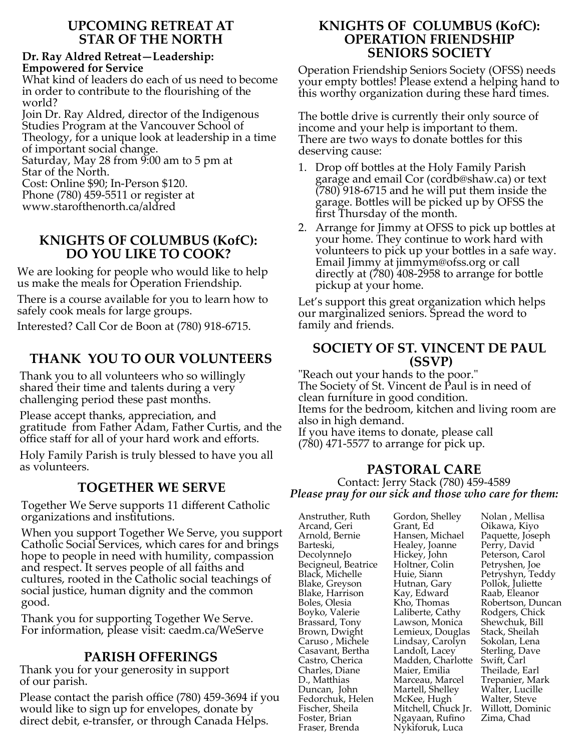## UPCOMING RETREAT AT STAR OF THE NORTH

**Dr. Ray Aldred Retreat—Leadership: Empowered for Service**

What kind of leaders do each of us need to become in order to contribute to the flourishing of the world?

Join Dr. Ray Aldred, director of the Indigenous Studies Program at the Vancouver School of Theology, for a unique look at leadership in a time of important social change.

Saturday, May 28 from 9:00 am to 5 pm at Star of the North.

Cost: Online $90; In-Person $120.

Phone (780) 459-5511 or register at www.starofthenorth.ca/aldred

## KNIGHTS OF COLUMBUS (KofC): DO YOU LIKE TO COOK?

We are looking for people who would like to help us make the meals for Operation Friendship.

There is a course available for you to learn how to safely cook meals for large groups.

Interested? Call Cor de Boon at (780) 918-6715.

## THANK YOU TO OUR VOLUNTEERS

Thank you to all volunteers who so willingly shared their time and talents during a very challenging period these past months.

Please accept thanks, appreciation, and gratitude from Father Adam, Father Curtis, and the office staff for all of your hard work and efforts.

Holy Family Parish is truly blessed to have you all as volunteers.

## TOGETHER WE SERVE

Together We Serve supports 11 different Catholic organizations and institutions.

When you support Together We Serve, you support Catholic Social Services, which cares for and brings hope to people in need with humility, compassion and respect. It serves people of all faiths and cultures, rooted in the Catholic social teachings of social justice, human dignity and the common good.

Thank you for supporting Together We Serve. For information, please visit: caedm.ca/WeServe

## PARISH OFFERINGS

Thank you for your generosity in support of our parish.

Please contact the parish office (780) 459-3694 if you would like to sign up for envelopes, donate by direct debit, e-transfer, or through Canada Helps.

## KNIGHTS OF COLUMBUS (KofC): OPERATION FRIENDSHIP SENIORS SOCIETY

Operation Friendship Seniors Society (OFSS) needs your empty bottles! Please extend a helping hand to this worthy organization during these hard times.

The bottle drive is currently their only source of income and your help is important to them. There are two ways to donate bottles for this deserving cause:

1. Drop off bottles at the Holy Family Parish garage and email Cor (cordb@shaw.ca) or text (780) 918-6715 and he will put them inside the garage. Bottles will be picked up by OFSS the first Thursday of the month.
2. Arrange for Jimmy at OFSS to pick up bottles at your home. They continue to work hard with volunteers to pick up your bottles in a safe way. Email Jimmy at jimmym@ofss.org or call directly at (780) 408-2958 to arrange for bottle pickup at your home.

Let's support this great organization which helps our marginalized seniors. Spread the word to family and friends.

## SOCIETY OF ST. VINCENT DE PAUL (SSVP)

"Reach out your hands to the poor."

The Society of St. Vincent de Paul is in need of clean furniture in good condition.

Items for the bedroom, kitchen and living room are also in high demand.

If you have items to donate, please call (780) 471-5577 to arrange for pick up.

## PASTORAL CARE

Contact: Jerry Stack (780) 459-4589

***Please pray for our sick and those who care for them:***

Anstruther, Ruth
Arcand, Geri
Arnold, Bernie
Barteski, DecolynneJo
Becigneul, Beatrice
Black, Michelle
Blake, Greyson
Blake, Harrison
Boles, Olesia
Boyko, Valerie
Brassard, Tony
Brown, Dwight
Caruso , Michele
Casavant, Bertha
Castro, Cherica
Charles, Diane
D., Matthias
Duncan, John
Fedorchuk, Helen
Fischer, Sheila
Foster, Brian
Fraser, Brenda
Gordon, Shelley
Grant, Ed
Hansen, Michael
Healey, Joanne
Hickey, John
Holtner, Colin
Huie, Siann
Hutnan, Gary
Kay, Edward
Kho, Thomas
Laliberte, Cathy
Lawson, Monica
Lemieux, Douglas
Lindsay, Carolyn
Landolt, Lacey
Madden, Charlotte
Maier, Emilia
Marceau, Marcel
Martell, Shelley
McKee, Hugh
Mitchell, Chuck Jr.
Ngayaan, Rufino
Nykiforuk, Luca
Nolan , Mellisa
Oikawa, Kiyo
Paquette, Joseph
Perry, David
Peterson, Carol
Petryshen, Joe
Petryshyn, Teddy
Pollok, Juliette
Raab, Eleanor
Robertson, Duncan
Rodgers, Chick
Shewchuk, Bill
Stack, Sheilah
Sokolan, Lena
Sterling, Dave
Swift, Carl
Theilade, Earl
Trepanier, Mark
Walter, Lucille
Walter, Steve
Willott, Dominic
Zima, Chad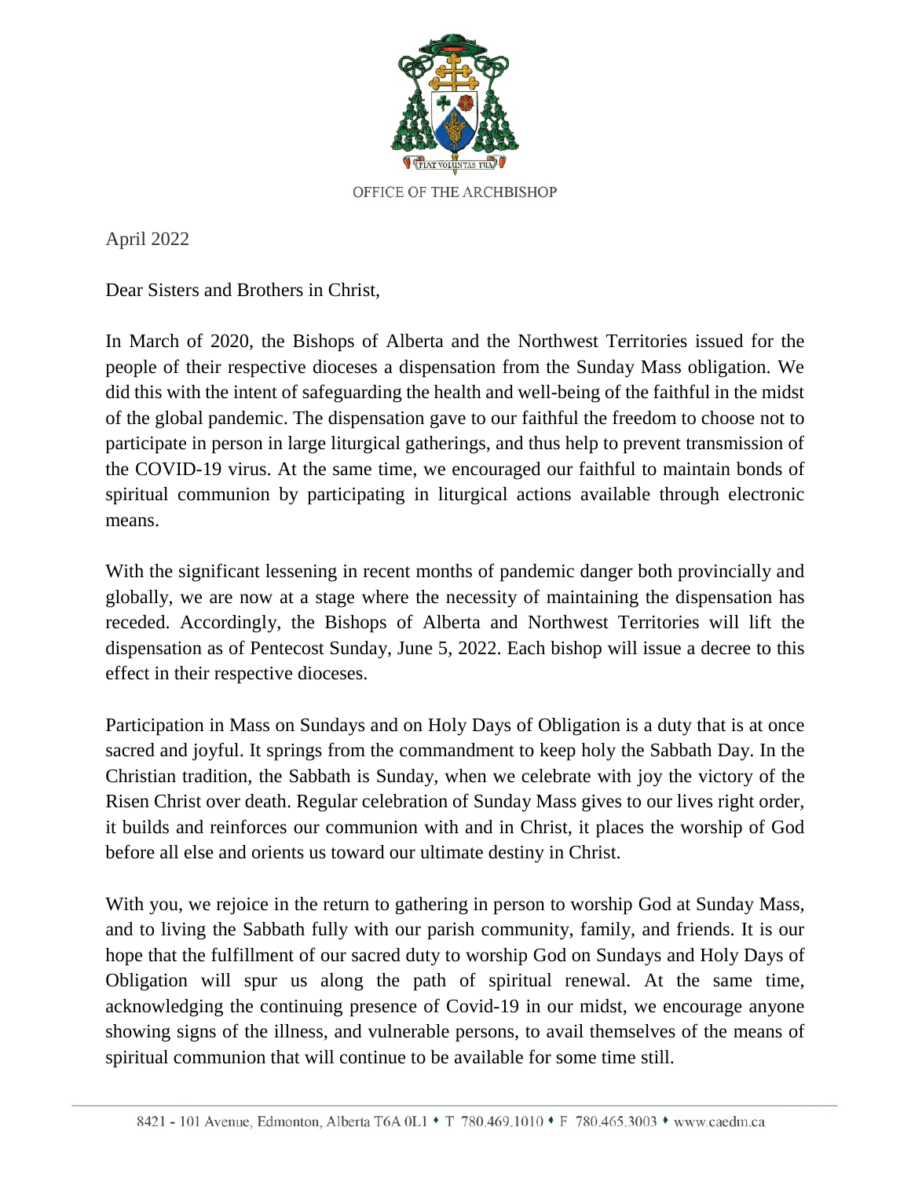OFFICE OF THE ARCHBISHOP

April 2022

Dear Sisters and Brothers in Christ,

In March of 2020, the Bishops of Alberta and the Northwest Territories issued for the people of their respective dioceses a dispensation from the Sunday Mass obligation. We did this with the intent of safeguarding the health and well-being of the faithful in the midst of the global pandemic. The dispensation gave to our faithful the freedom to choose not to participate in person in large liturgical gatherings, and thus help to prevent transmission of the COVID-19 virus. At the same time, we encouraged our faithful to maintain bonds of spiritual communion by participating in liturgical actions available through electronic means.

With the significant lessening in recent months of pandemic danger both provincially and globally, we are now at a stage where the necessity of maintaining the dispensation has receded. Accordingly, the Bishops of Alberta and Northwest Territories will lift the dispensation as of Pentecost Sunday, June 5, 2022. Each bishop will issue a decree to this effect in their respective dioceses.

Participation in Mass on Sundays and on Holy Days of Obligation is a duty that is at once sacred and joyful. It springs from the commandment to keep holy the Sabbath Day. In the Christian tradition, the Sabbath is Sunday, when we celebrate with joy the victory of the Risen Christ over death. Regular celebration of Sunday Mass gives to our lives right order, it builds and reinforces our communion with and in Christ, it places the worship of God before all else and orients us toward our ultimate destiny in Christ.

With you, we rejoice in the return to gathering in person to worship God at Sunday Mass, and to living the Sabbath fully with our parish community, family, and friends. It is our hope that the fulfillment of our sacred duty to worship God on Sundays and Holy Days of Obligation will spur us along the path of spiritual renewal. At the same time, acknowledging the continuing presence of Covid-19 in our midst, we encourage anyone showing signs of the illness, and vulnerable persons, to avail themselves of the means of spiritual communion that will continue to be available for some time still.

8421 - 101 Avenue, Edmonton, Alberta T6A 0L1 • T 780.469.1010 • F 780.465.3003 • www.caedm.ca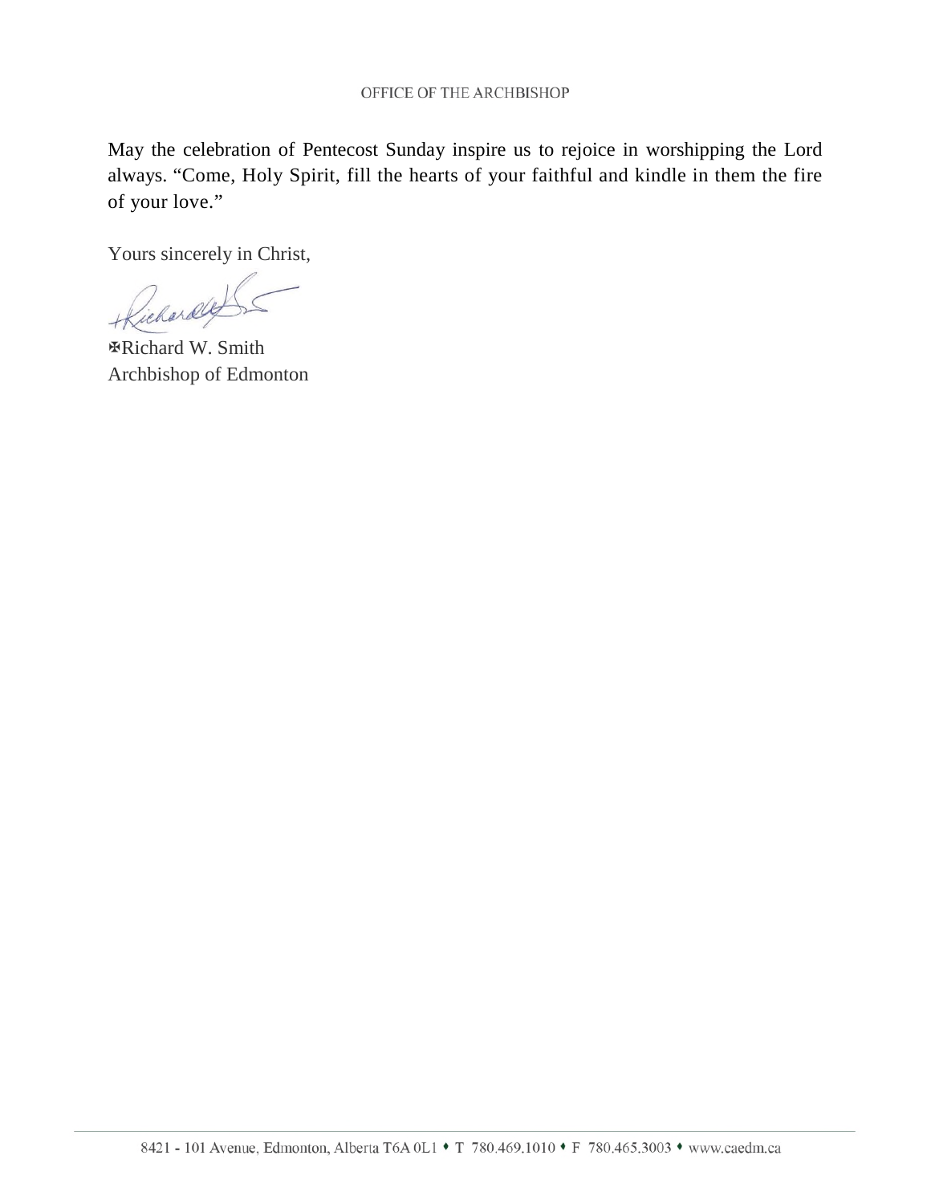May the celebration of Pentecost Sunday inspire us to rejoice in worshipping the Lord always. "Come, Holy Spirit, fill the hearts of your faithful and kindle in them the fire of your love."

Yours sincerely in Christ,

✠Richard W. Smith
Archbishop of Edmonton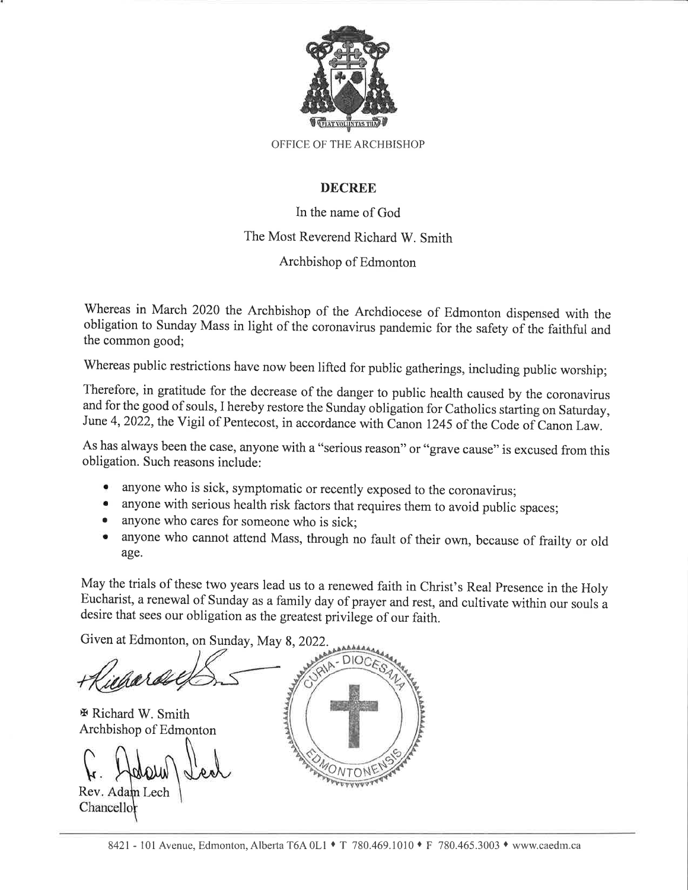OFFICE OF THE ARCHBISHOP

## DECREE

In the name of God

The Most Reverend Richard W. Smith

Archbishop of Edmonton

Whereas in March 2020 the Archbishop of the Archdiocese of Edmonton dispensed with the obligation to Sunday Mass in light of the coronavirus pandemic for the safety of the faithful and the common good;

Whereas public restrictions have now been lifted for public gatherings, including public worship;

Therefore, in gratitude for the decrease of the danger to public health caused by the coronavirus and for the good of souls, I hereby restore the Sunday obligation for Catholics starting on Saturday, June 4, 2022, the Vigil of Pentecost, in accordance with Canon 1245 of the Code of Canon Law.

As has always been the case, anyone with a "serious reason" or "grave cause" is excused from this obligation. Such reasons include:

- anyone who is sick, symptomatic or recently exposed to the coronavirus;
- anyone with serious health risk factors that requires them to avoid public spaces;
- anyone who cares for someone who is sick;
- anyone who cannot attend Mass, through no fault of their own, because of frailty or old age.

May the trials of these two years lead us to a renewed faith in Christ's Real Presence in the Holy Eucharist, a renewal of Sunday as a family day of prayer and rest, and cultivate within our souls a desire that sees our obligation as the greatest privilege of our faith.

Given at Edmonton, on Sunday, May 8, 2022.

✠ Richard W. Smith
Archbishop of Edmonton

Rev. Adam Lech
Chancellor

CURIA - DIOCESANA EDMONTONENSIS

8421 - 101 Avenue, Edmonton, Alberta T6A 0L1 ♦ T 780.469.1010 ♦ F 780.465.3003 ♦ www.caedm.ca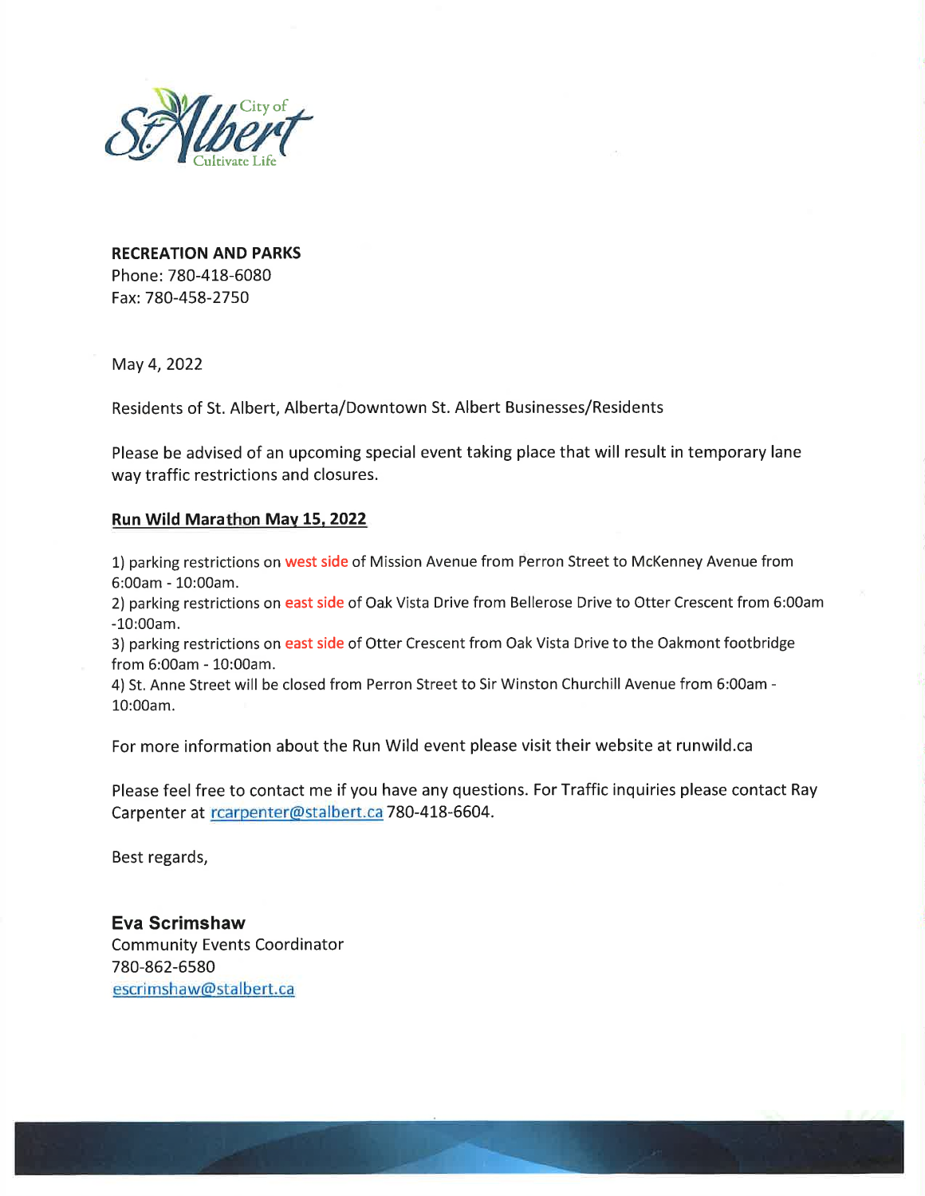City of St. Albert
Cultivate Life

**RECREATION AND PARKS**
Phone: 780-418-6080
Fax: 780-458-2750

May 4, 2022

Residents of St. Albert, Alberta/Downtown St. Albert Businesses/Residents

Please be advised of an upcoming special event taking place that will result in temporary lane way traffic restrictions and closures.

**Run Wild Marathon May 15, 2022**

1) parking restrictions on west side of Mission Avenue from Perron Street to McKenney Avenue from 6:00am - 10:00am.
2) parking restrictions on east side of Oak Vista Drive from Bellerose Drive to Otter Crescent from 6:00am -10:00am.
3) parking restrictions on east side of Otter Crescent from Oak Vista Drive to the Oakmont footbridge from 6:00am - 10:00am.
4) St. Anne Street will be closed from Perron Street to Sir Winston Churchill Avenue from 6:00am - 10:00am.

For more information about the Run Wild event please visit their website at runwild.ca

Please feel free to contact me if you have any questions. For Traffic inquiries please contact Ray Carpenter at rcarpenter@stalbert.ca 780-418-6604.

Best regards,

**Eva Scrimshaw**
Community Events Coordinator
780-862-6580
escrimshaw@stalbert.ca